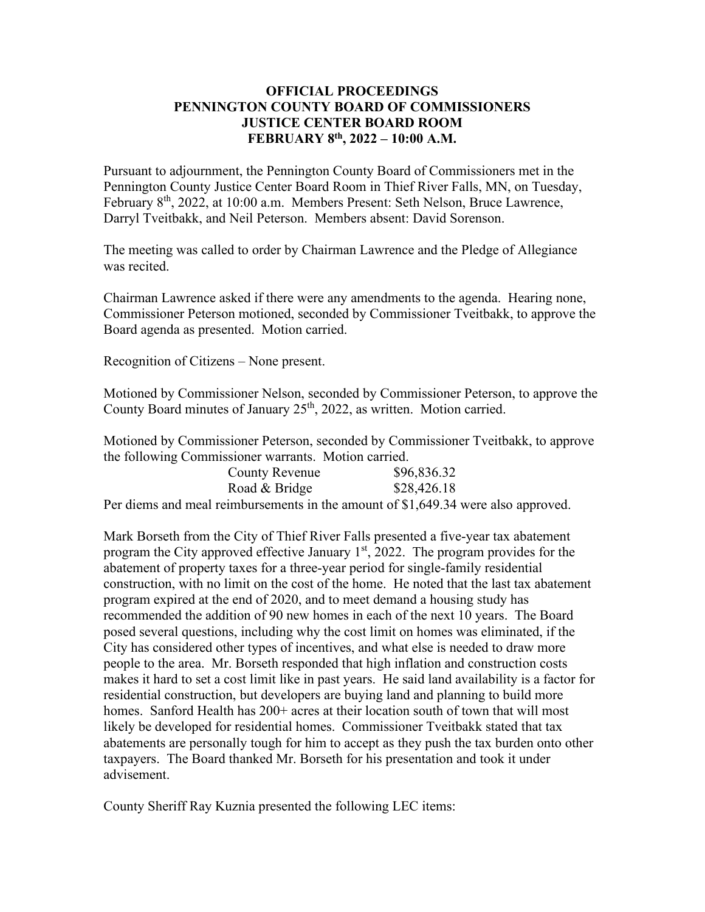# OFFICIAL PROCEEDINGS
# PENNINGTON COUNTY BOARD OF COMMISSIONERS
# JUSTICE CENTER BOARD ROOM
# FEBRUARY 8th, 2022 – 10:00 A.M.

Pursuant to adjournment, the Pennington County Board of Commissioners met in the Pennington County Justice Center Board Room in Thief River Falls, MN, on Tuesday, February 8th, 2022, at 10:00 a.m. Members Present: Seth Nelson, Bruce Lawrence, Darryl Tveitbakk, and Neil Peterson. Members absent: David Sorenson.

The meeting was called to order by Chairman Lawrence and the Pledge of Allegiance was recited.

Chairman Lawrence asked if there were any amendments to the agenda. Hearing none, Commissioner Peterson motioned, seconded by Commissioner Tveitbakk, to approve the Board agenda as presented. Motion carried.

Recognition of Citizens – None present.

Motioned by Commissioner Nelson, seconded by Commissioner Peterson, to approve the County Board minutes of January 25th, 2022, as written. Motion carried.

Motioned by Commissioner Peterson, seconded by Commissioner Tveitbakk, to approve the following Commissioner warrants. Motion carried.

| | |
|---|---|
| County Revenue | $96,836.32 |
| Road & Bridge | $28,426.18 |

Per diems and meal reimbursements in the amount of $1,649.34 were also approved.

Mark Borseth from the City of Thief River Falls presented a five-year tax abatement program the City approved effective January 1st, 2022. The program provides for the abatement of property taxes for a three-year period for single-family residential construction, with no limit on the cost of the home. He noted that the last tax abatement program expired at the end of 2020, and to meet demand a housing study has recommended the addition of 90 new homes in each of the next 10 years. The Board posed several questions, including why the cost limit on homes was eliminated, if the City has considered other types of incentives, and what else is needed to draw more people to the area. Mr. Borseth responded that high inflation and construction costs makes it hard to set a cost limit like in past years. He said land availability is a factor for residential construction, but developers are buying land and planning to build more homes. Sanford Health has 200+ acres at their location south of town that will most likely be developed for residential homes. Commissioner Tveitbakk stated that tax abatements are personally tough for him to accept as they push the tax burden onto other taxpayers. The Board thanked Mr. Borseth for his presentation and took it under advisement.

County Sheriff Ray Kuznia presented the following LEC items: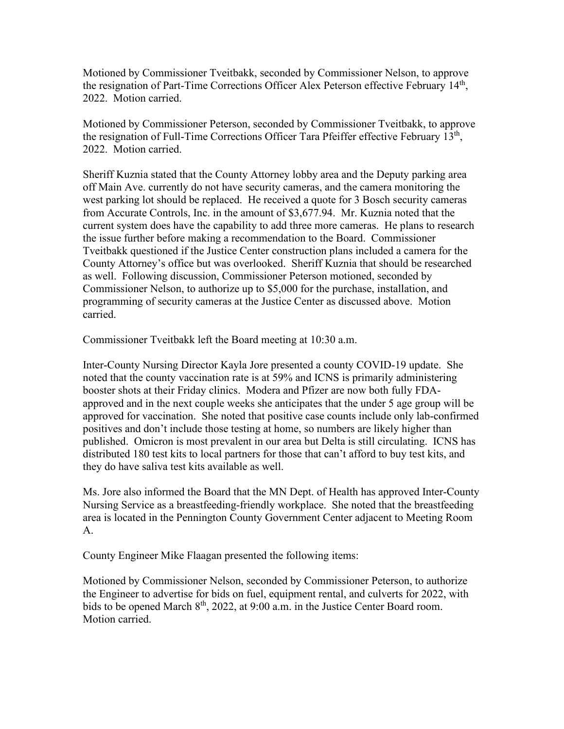Motioned by Commissioner Tveitbakk, seconded by Commissioner Nelson, to approve the resignation of Part-Time Corrections Officer Alex Peterson effective February 14th, 2022. Motion carried.

Motioned by Commissioner Peterson, seconded by Commissioner Tveitbakk, to approve the resignation of Full-Time Corrections Officer Tara Pfeiffer effective February 13th, 2022. Motion carried.

Sheriff Kuznia stated that the County Attorney lobby area and the Deputy parking area off Main Ave. currently do not have security cameras, and the camera monitoring the west parking lot should be replaced. He received a quote for 3 Bosch security cameras from Accurate Controls, Inc. in the amount of $3,677.94. Mr. Kuznia noted that the current system does have the capability to add three more cameras. He plans to research the issue further before making a recommendation to the Board. Commissioner Tveitbakk questioned if the Justice Center construction plans included a camera for the County Attorney's office but was overlooked. Sheriff Kuznia that should be researched as well. Following discussion, Commissioner Peterson motioned, seconded by Commissioner Nelson, to authorize up to $5,000 for the purchase, installation, and programming of security cameras at the Justice Center as discussed above. Motion carried.

Commissioner Tveitbakk left the Board meeting at 10:30 a.m.

Inter-County Nursing Director Kayla Jore presented a county COVID-19 update. She noted that the county vaccination rate is at 59% and ICNS is primarily administering booster shots at their Friday clinics. Modera and Pfizer are now both fully FDA-approved and in the next couple weeks she anticipates that the under 5 age group will be approved for vaccination. She noted that positive case counts include only lab-confirmed positives and don't include those testing at home, so numbers are likely higher than published. Omicron is most prevalent in our area but Delta is still circulating. ICNS has distributed 180 test kits to local partners for those that can't afford to buy test kits, and they do have saliva test kits available as well.

Ms. Jore also informed the Board that the MN Dept. of Health has approved Inter-County Nursing Service as a breastfeeding-friendly workplace. She noted that the breastfeeding area is located in the Pennington County Government Center adjacent to Meeting Room A.

County Engineer Mike Flaagan presented the following items:

Motioned by Commissioner Nelson, seconded by Commissioner Peterson, to authorize the Engineer to advertise for bids on fuel, equipment rental, and culverts for 2022, with bids to be opened March 8th, 2022, at 9:00 a.m. in the Justice Center Board room. Motion carried.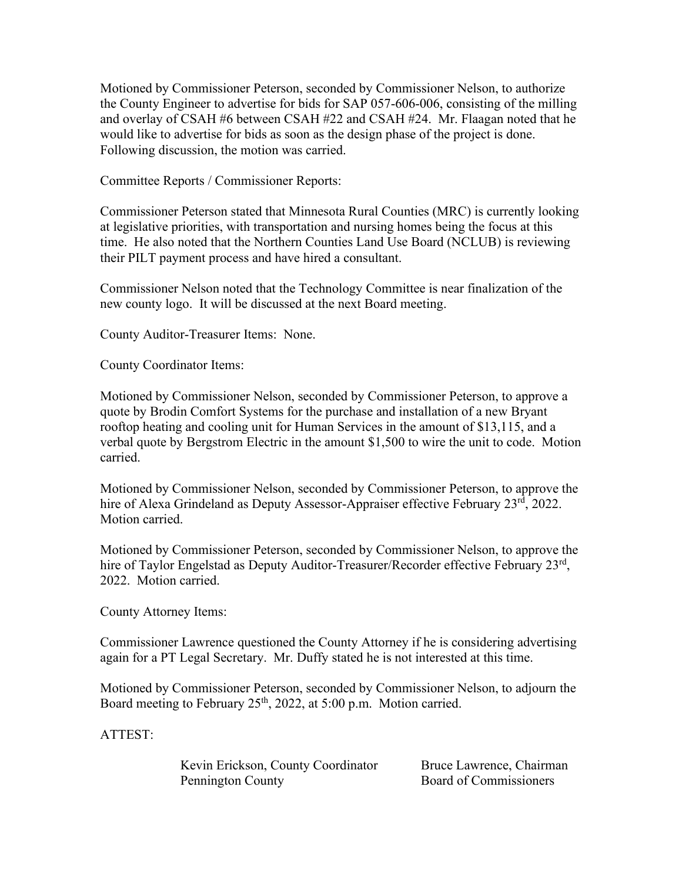Motioned by Commissioner Peterson, seconded by Commissioner Nelson, to authorize the County Engineer to advertise for bids for SAP 057-606-006, consisting of the milling and overlay of CSAH #6 between CSAH #22 and CSAH #24. Mr. Flaagan noted that he would like to advertise for bids as soon as the design phase of the project is done. Following discussion, the motion was carried.

Committee Reports / Commissioner Reports:

Commissioner Peterson stated that Minnesota Rural Counties (MRC) is currently looking at legislative priorities, with transportation and nursing homes being the focus at this time. He also noted that the Northern Counties Land Use Board (NCLUB) is reviewing their PILT payment process and have hired a consultant.

Commissioner Nelson noted that the Technology Committee is near finalization of the new county logo. It will be discussed at the next Board meeting.

County Auditor-Treasurer Items: None.

County Coordinator Items:

Motioned by Commissioner Nelson, seconded by Commissioner Peterson, to approve a quote by Brodin Comfort Systems for the purchase and installation of a new Bryant rooftop heating and cooling unit for Human Services in the amount of $13,115, and a verbal quote by Bergstrom Electric in the amount $1,500 to wire the unit to code. Motion carried.

Motioned by Commissioner Nelson, seconded by Commissioner Peterson, to approve the hire of Alexa Grindeland as Deputy Assessor-Appraiser effective February 23rd, 2022. Motion carried.

Motioned by Commissioner Peterson, seconded by Commissioner Nelson, to approve the hire of Taylor Engelstad as Deputy Auditor-Treasurer/Recorder effective February 23rd, 2022. Motion carried.

County Attorney Items:

Commissioner Lawrence questioned the County Attorney if he is considering advertising again for a PT Legal Secretary. Mr. Duffy stated he is not interested at this time.

Motioned by Commissioner Peterson, seconded by Commissioner Nelson, to adjourn the Board meeting to February 25th, 2022, at 5:00 p.m. Motion carried.

ATTEST:

Kevin Erickson, County Coordinator
Pennington County

Bruce Lawrence, Chairman
Board of Commissioners